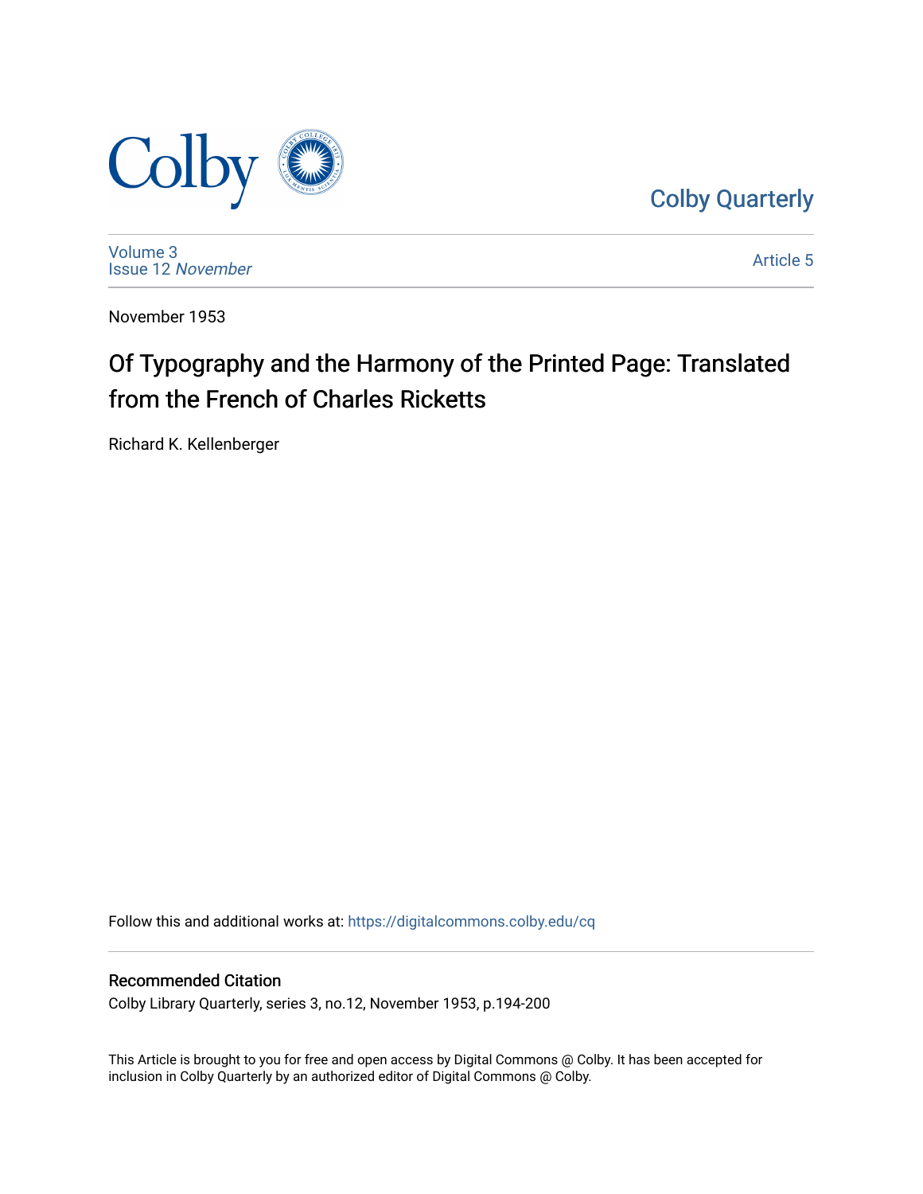Colby Quarterly

Volume 3
Issue 12 *November*

Article 5

November 1953

# Of Typography and the Harmony of the Printed Page: Translated from the French of Charles Ricketts

Richard K. Kellenberger

Follow this and additional works at: https://digitalcommons.colby.edu/cq

## Recommended Citation

Colby Library Quarterly, series 3, no.12, November 1953, p.194-200

This Article is brought to you for free and open access by Digital Commons @ Colby. It has been accepted for inclusion in Colby Quarterly by an authorized editor of Digital Commons @ Colby.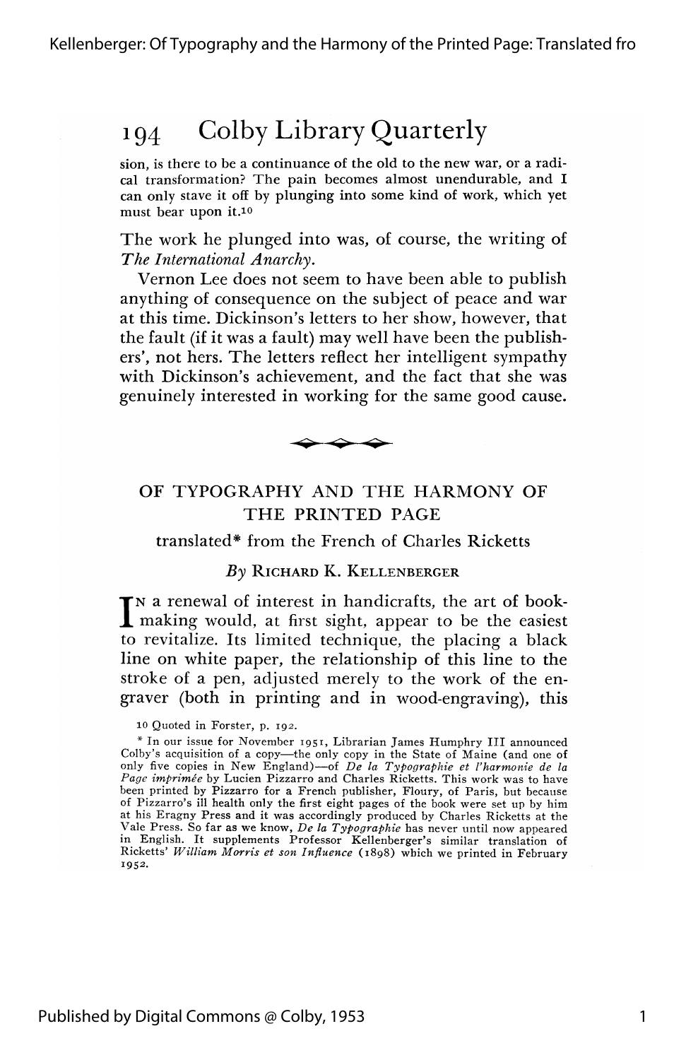sion, is there to be a continuance of the old to the new war, or a radical transformation? The pain becomes almost unendurable, and I can only stave it off by plunging into some kind of work, which yet must bear upon it.[10]

The work he plunged into was, of course, the writing of *The International Anarchy*.

Vernon Lee does not seem to have been able to publish anything of consequence on the subject of peace and war at this time. Dickinson's letters to her show, however, that the fault (if it was a fault) may well have been the publishers', not hers. The letters reflect her intelligent sympathy with Dickinson's achievement, and the fact that she was genuinely interested in working for the same good cause.

## OF TYPOGRAPHY AND THE HARMONY OF THE PRINTED PAGE

translated* from the French of Charles Ricketts

*By* RICHARD K. KELLENBERGER

IN a renewal of interest in handicrafts, the art of book-making would, at first sight, appear to be the easiest to revitalize. Its limited technique, the placing a black line on white paper, the relationship of this line to the stroke of a pen, adjusted merely to the work of the engraver (both in printing and in wood-engraving), this

[10] Quoted in Forster, p. 192.

* In our issue for November 1951, Librarian James Humphry III announced Colby's acquisition of a copy—the only copy in the State of Maine (and one of only five copies in New England)—of *De la Typographie et l'harmonie de la Page imprimée* by Lucien Pizzarro and Charles Ricketts. This work was to have been printed by Pizzarro for a French publisher, Floury, of Paris, but because of Pizzarro's ill health only the first eight pages of the book were set up by him at his Eragny Press and it was accordingly produced by Charles Ricketts at the Vale Press. So far as we know, *De la Typographie* has never until now appeared in English. It supplements Professor Kellenberger's similar translation of Ricketts' *William Morris et son Influence* (1898) which we printed in February 1952.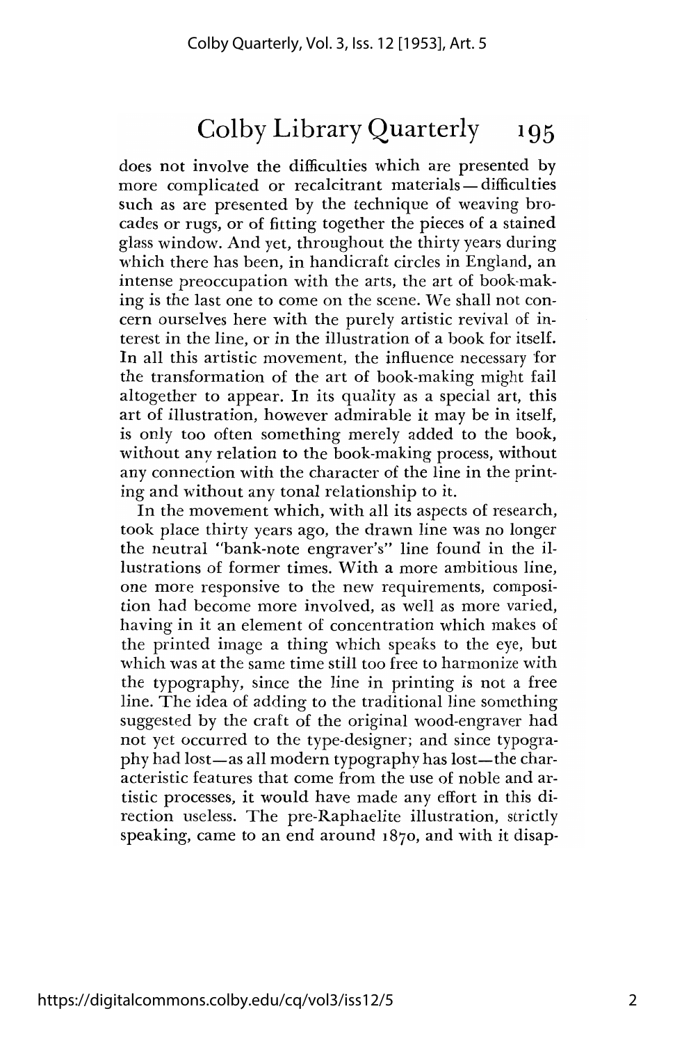does not involve the difficulties which are presented by more complicated or recalcitrant materials — difficulties such as are presented by the technique of weaving brocades or rugs, or of fitting together the pieces of a stained glass window. And yet, throughout the thirty years during which there has been, in handicraft circles in England, an intense preoccupation with the arts, the art of book-making is the last one to come on the scene. We shall not concern ourselves here with the purely artistic revival of interest in the line, or in the illustration of a book for itself. In all this artistic movement, the influence necessary for the transformation of the art of book-making might fail altogether to appear. In its quality as a special art, this art of illustration, however admirable it may be in itself, is only too often something merely added to the book, without any relation to the book-making process, without any connection with the character of the line in the printing and without any tonal relationship to it.

In the movement which, with all its aspects of research, took place thirty years ago, the drawn line was no longer the neutral "bank-note engraver's" line found in the illustrations of former times. With a more ambitious line, one more responsive to the new requirements, composition had become more involved, as well as more varied, having in it an element of concentration which makes of the printed image a thing which speaks to the eye, but which was at the same time still too free to harmonize with the typography, since the line in printing is not a free line. The idea of adding to the traditional line something suggested by the craft of the original wood-engraver had not yet occurred to the type-designer; and since typography had lost—as all modern typography has lost—the characteristic features that come from the use of noble and artistic processes, it would have made any effort in this direction useless. The pre-Raphaelite illustration, strictly speaking, came to an end around 1870, and with it disap-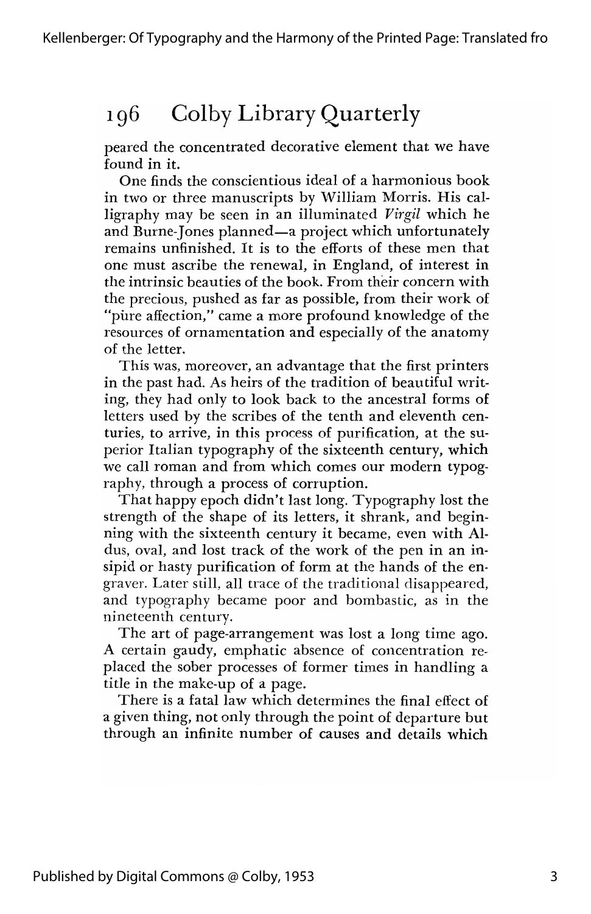peared the concentrated decorative element that we have found in it.

One finds the conscientious ideal of a harmonious book in two or three manuscripts by William Morris. His calligraphy may be seen in an illuminated *Virgil* which he and Burne-Jones planned—a project which unfortunately remains unfinished. It is to the efforts of these men that one must ascribe the renewal, in England, of interest in the intrinsic beauties of the book. From their concern with the precious, pushed as far as possible, from their work of "pure affection," came a more profound knowledge of the resources of ornamentation and especially of the anatomy of the letter.

This was, moreover, an advantage that the first printers in the past had. As heirs of the tradition of beautiful writing, they had only to look back to the ancestral forms of letters used by the scribes of the tenth and eleventh centuries, to arrive, in this process of purification, at the superior Italian typography of the sixteenth century, which we call roman and from which comes our modern typography, through a process of corruption.

That happy epoch didn't last long. Typography lost the strength of the shape of its letters, it shrank, and beginning with the sixteenth century it became, even with Aldus, oval, and lost track of the work of the pen in an insipid or hasty purification of form at the hands of the engraver. Later still, all trace of the traditional disappeared, and typography became poor and bombastic, as in the nineteenth century.

The art of page-arrangement was lost a long time ago. A certain gaudy, emphatic absence of concentration replaced the sober processes of former times in handling a title in the make-up of a page.

There is a fatal law which determines the final effect of a given thing, not only through the point of departure but through an infinite number of causes and details which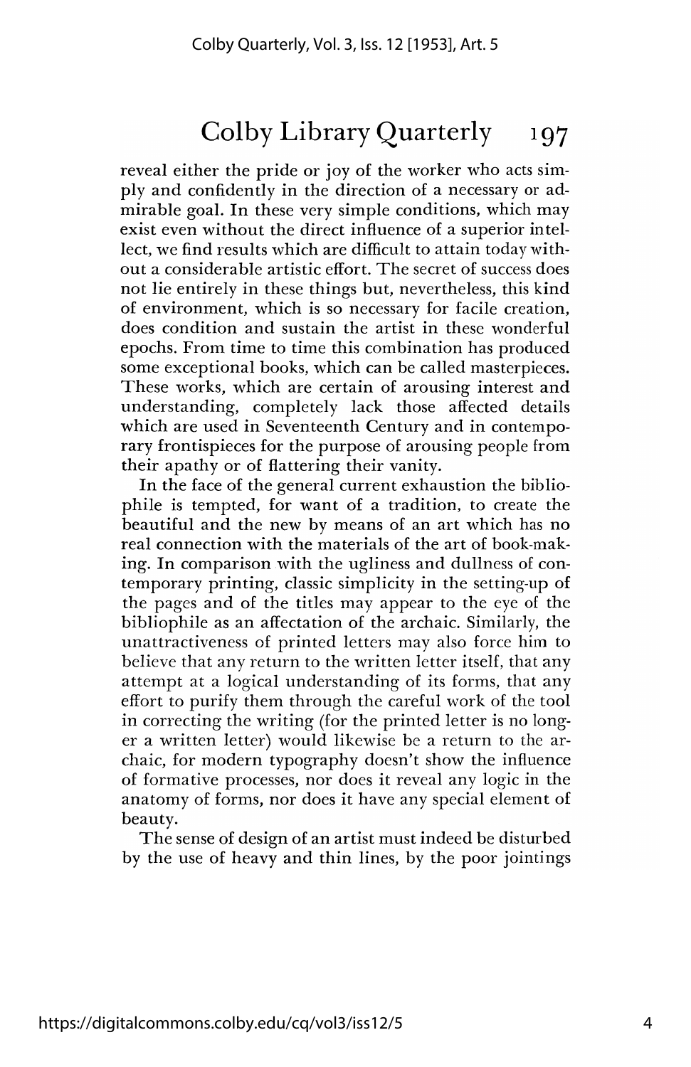reveal either the pride or joy of the worker who acts simply and confidently in the direction of a necessary or admirable goal. In these very simple conditions, which may exist even without the direct influence of a superior intellect, we find results which are difficult to attain today without a considerable artistic effort. The secret of success does not lie entirely in these things but, nevertheless, this kind of environment, which is so necessary for facile creation, does condition and sustain the artist in these wonderful epochs. From time to time this combination has produced some exceptional books, which can be called masterpieces. These works, which are certain of arousing interest and understanding, completely lack those affected details which are used in Seventeenth Century and in contemporary frontispieces for the purpose of arousing people from their apathy or of flattering their vanity.

In the face of the general current exhaustion the bibliophile is tempted, for want of a tradition, to create the beautiful and the new by means of an art which has no real connection with the materials of the art of book-making. In comparison with the ugliness and dullness of contemporary printing, classic simplicity in the setting-up of the pages and of the titles may appear to the eye of the bibliophile as an affectation of the archaic. Similarly, the unattractiveness of printed letters may also force him to believe that any return to the written letter itself, that any attempt at a logical understanding of its forms, that any effort to purify them through the careful work of the tool in correcting the writing (for the printed letter is no longer a written letter) would likewise be a return to the archaic, for modern typography doesn't show the influence of formative processes, nor does it reveal any logic in the anatomy of forms, nor does it have any special element of beauty.

The sense of design of an artist must indeed be disturbed by the use of heavy and thin lines, by the poor jointings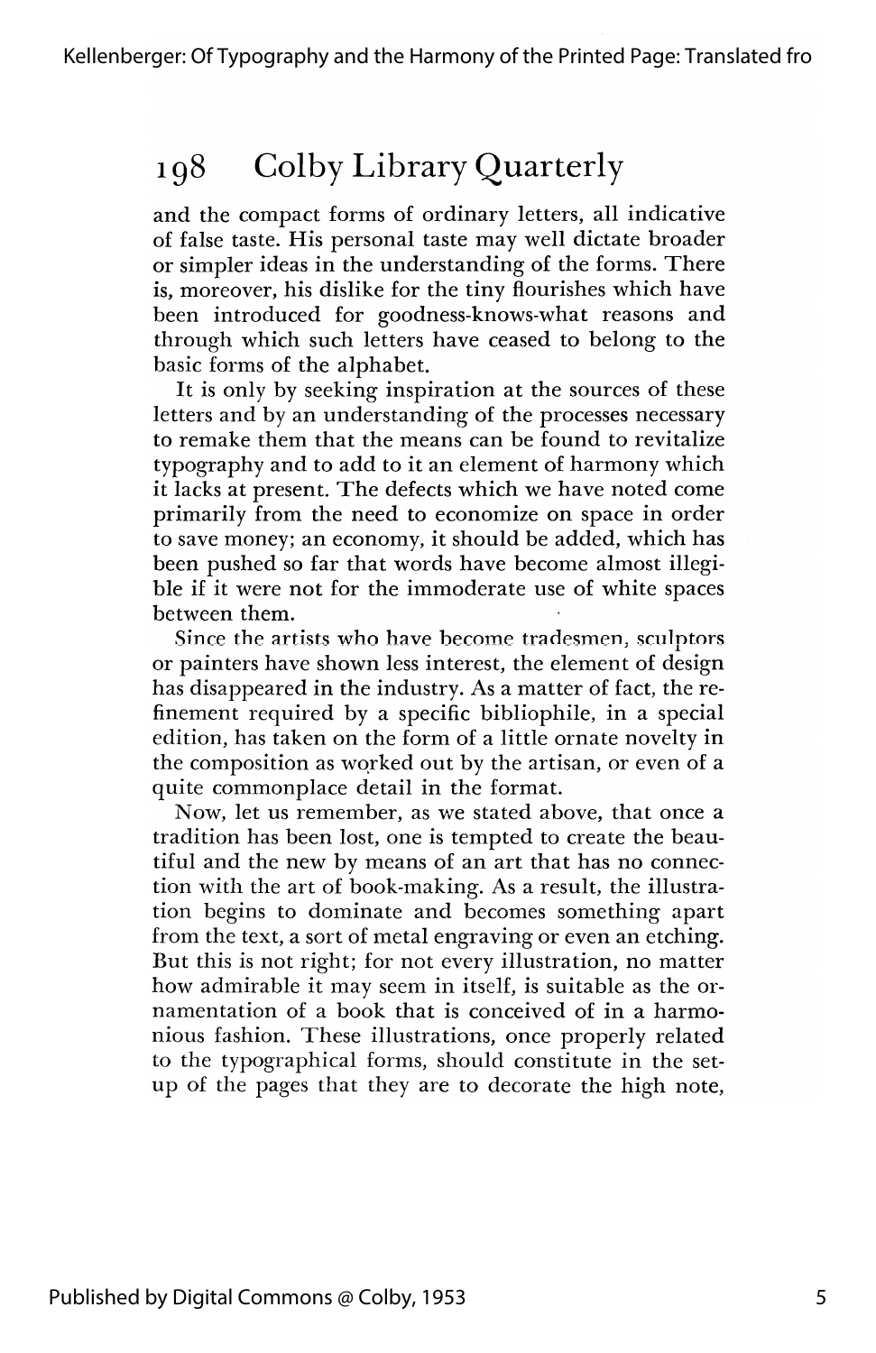and the compact forms of ordinary letters, all indicative of false taste. His personal taste may well dictate broader or simpler ideas in the understanding of the forms. There is, moreover, his dislike for the tiny flourishes which have been introduced for goodness-knows-what reasons and through which such letters have ceased to belong to the basic forms of the alphabet.

It is only by seeking inspiration at the sources of these letters and by an understanding of the processes necessary to remake them that the means can be found to revitalize typography and to add to it an element of harmony which it lacks at present. The defects which we have noted come primarily from the need to economize on space in order to save money; an economy, it should be added, which has been pushed so far that words have become almost illegible if it were not for the immoderate use of white spaces between them.

Since the artists who have become tradesmen, sculptors or painters have shown less interest, the element of design has disappeared in the industry. As a matter of fact, the refinement required by a specific bibliophile, in a special edition, has taken on the form of a little ornate novelty in the composition as worked out by the artisan, or even of a quite commonplace detail in the format.

Now, let us remember, as we stated above, that once a tradition has been lost, one is tempted to create the beautiful and the new by means of an art that has no connection with the art of book-making. As a result, the illustration begins to dominate and becomes something apart from the text, a sort of metal engraving or even an etching. But this is not right; for not every illustration, no matter how admirable it may seem in itself, is suitable as the ornamentation of a book that is conceived of in a harmonious fashion. These illustrations, once properly related to the typographical forms, should constitute in the set-up of the pages that they are to decorate the high note,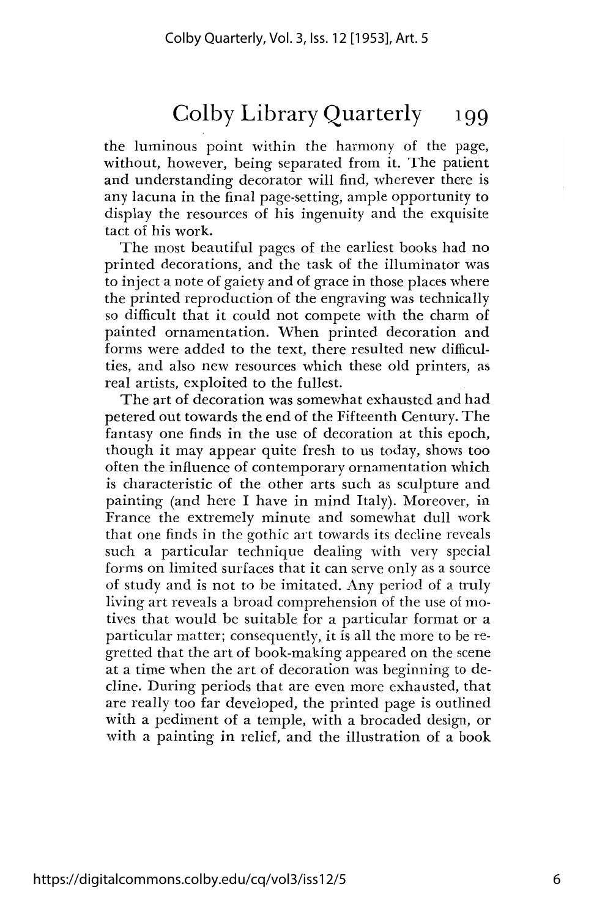the luminous point within the harmony of the page, without, however, being separated from it. The patient and understanding decorator will find, wherever there is any lacuna in the final page-setting, ample opportunity to display the resources of his ingenuity and the exquisite tact of his work.

The most beautiful pages of the earliest books had no printed decorations, and the task of the illuminator was to inject a note of gaiety and of grace in those places where the printed reproduction of the engraving was technically so difficult that it could not compete with the charm of painted ornamentation. When printed decoration and forms were added to the text, there resulted new difficulties, and also new resources which these old printers, as real artists, exploited to the fullest.

The art of decoration was somewhat exhausted and had petered out towards the end of the Fifteenth Century. The fantasy one finds in the use of decoration at this epoch, though it may appear quite fresh to us today, shows too often the influence of contemporary ornamentation which is characteristic of the other arts such as sculpture and painting (and here I have in mind Italy). Moreover, in France the extremely minute and somewhat dull work that one finds in the gothic art towards its decline reveals such a particular technique dealing with very special forms on limited surfaces that it can serve only as a source of study and is not to be imitated. Any period of a truly living art reveals a broad comprehension of the use of motives that would be suitable for a particular format or a particular matter; consequently, it is all the more to be regretted that the art of book-making appeared on the scene at a time when the art of decoration was beginning to decline. During periods that are even more exhausted, that are really too far developed, the printed page is outlined with a pediment of a temple, with a brocaded design, or with a painting in relief, and the illustration of a book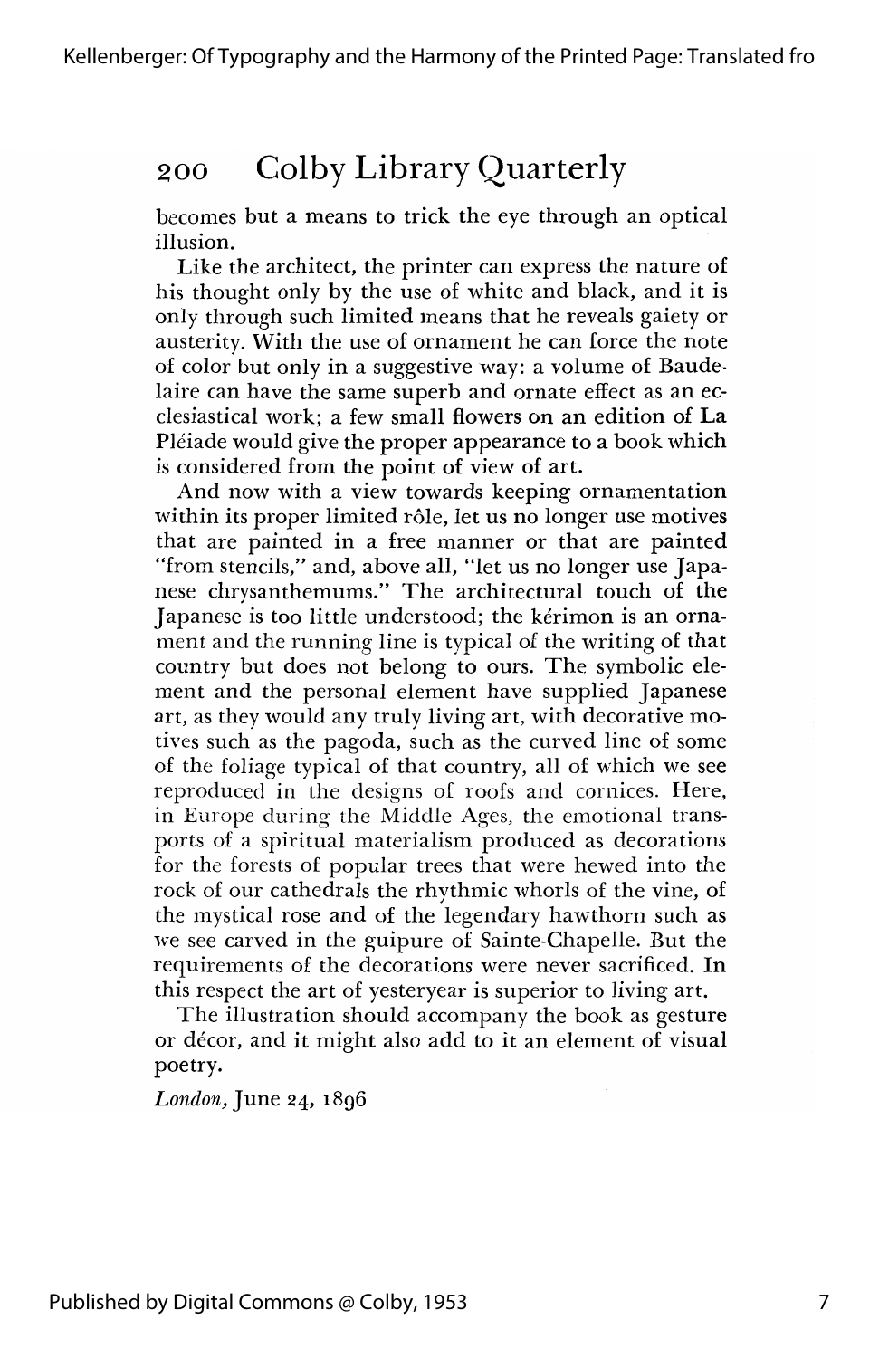becomes but a means to trick the eye through an optical illusion.

Like the architect, the printer can express the nature of his thought only by the use of white and black, and it is only through such limited means that he reveals gaiety or austerity. With the use of ornament he can force the note of color but only in a suggestive way: a volume of Baudelaire can have the same superb and ornate effect as an ecclesiastical work; a few small flowers on an edition of La Pléiade would give the proper appearance to a book which is considered from the point of view of art.

And now with a view towards keeping ornamentation within its proper limited rôle, let us no longer use motives that are painted in a free manner or that are painted "from stencils," and, above all, "let us no longer use Japanese chrysanthemums." The architectural touch of the Japanese is too little understood; the kérimon is an ornament and the running line is typical of the writing of that country but does not belong to ours. The symbolic element and the personal element have supplied Japanese art, as they would any truly living art, with decorative motives such as the pagoda, such as the curved line of some of the foliage typical of that country, all of which we see reproduced in the designs of roofs and cornices. Here, in Europe during the Middle Ages, the emotional transports of a spiritual materialism produced as decorations for the forests of popular trees that were hewed into the rock of our cathedrals the rhythmic whorls of the vine, of the mystical rose and of the legendary hawthorn such as we see carved in the guipure of Sainte-Chapelle. But the requirements of the decorations were never sacrificed. In this respect the art of yesteryear is superior to living art.

The illustration should accompany the book as gesture or décor, and it might also add to it an element of visual poetry.

*London,* June 24, 1896